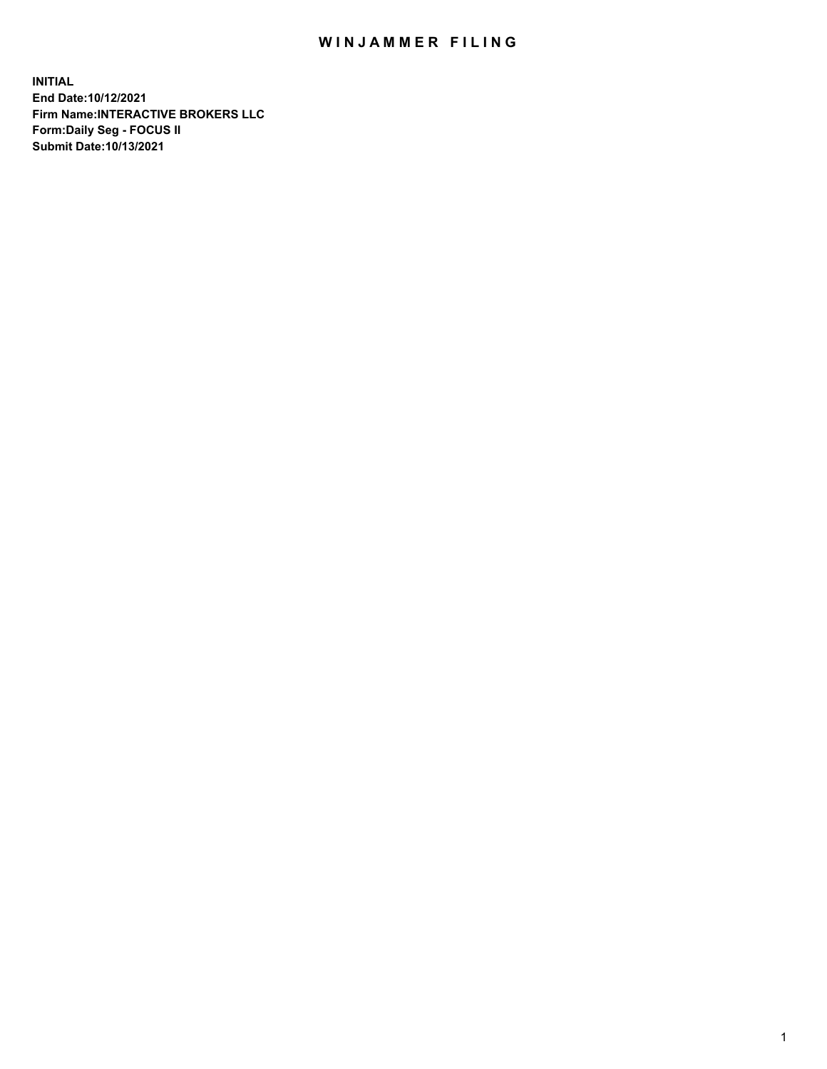# WINJAMMER FILING

**INITIAL**
**End Date:10/12/2021**
**Firm Name:INTERACTIVE BROKERS LLC**
**Form:Daily Seg - FOCUS II**
**Submit Date:10/13/2021**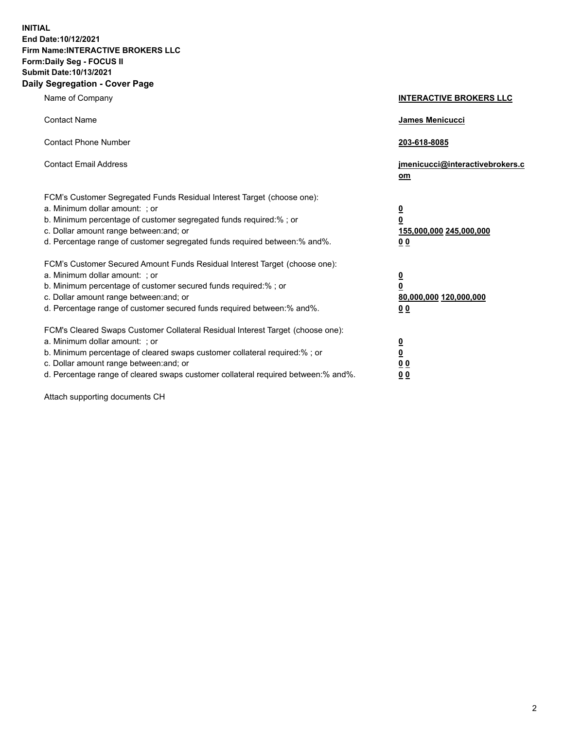**INITIAL**
**End Date:10/12/2021**
**Firm Name:INTERACTIVE BROKERS LLC**
**Form:Daily Seg - FOCUS II**
**Submit Date:10/13/2021**

## Daily Segregation - Cover Page

| | |
|---|---|
| Name of Company | **INTERACTIVE BROKERS LLC** |
| Contact Name | **James Menicucci** |
| Contact Phone Number | **203-618-8085** |
| Contact Email Address | **jmenicucci@interactivebrokers.com** |
| FCM's Customer Segregated Funds Residual Interest Target (choose one): | |
| a. Minimum dollar amount: ; or | **0** |
| b. Minimum percentage of customer segregated funds required:% ; or | **0** |
| c. Dollar amount range between:and; or | **155,000,000 245,000,000** |
| d. Percentage range of customer segregated funds required between:% and%. | **0 0** |
| FCM's Customer Secured Amount Funds Residual Interest Target (choose one): | |
| a. Minimum dollar amount: ; or | **0** |
| b. Minimum percentage of customer secured funds required:% ; or | **0** |
| c. Dollar amount range between:and; or | **80,000,000 120,000,000** |
| d. Percentage range of customer secured funds required between:% and%. | **0 0** |
| FCM's Cleared Swaps Customer Collateral Residual Interest Target (choose one): | |
| a. Minimum dollar amount: ; or | **0** |
| b. Minimum percentage of cleared swaps customer collateral required:% ; or | **0** |
| c. Dollar amount range between:and; or | **0 0** |
| d. Percentage range of cleared swaps customer collateral required between:% and%. | **0 0** |

Attach supporting documents CH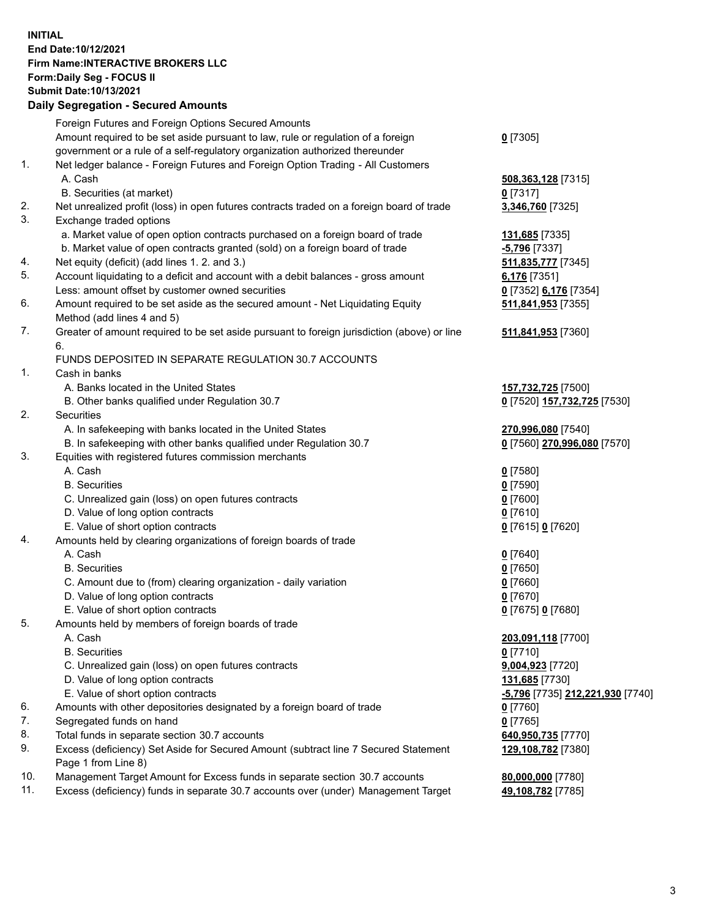**INITIAL**
**End Date:10/12/2021**
**Firm Name:INTERACTIVE BROKERS LLC**
**Form:Daily Seg - FOCUS II**
**Submit Date:10/13/2021**

**Daily Segregation - Secured Amounts**

| | | |
|---|---|---|
| | Foreign Futures and Foreign Options Secured Amounts | |
| | Amount required to be set aside pursuant to law, rule or regulation of a foreign government or a rule of a self-regulatory organization authorized thereunder | **0** [7305] |
| 1. | Net ledger balance - Foreign Futures and Foreign Option Trading - All Customers | |
| | A. Cash | **508,363,128** [7315] |
| | B. Securities (at market) | **0** [7317] |
| 2. | Net unrealized profit (loss) in open futures contracts traded on a foreign board of trade | **3,346,760** [7325] |
| 3. | Exchange traded options | |
| | a. Market value of open option contracts purchased on a foreign board of trade | **131,685** [7335] |
| | b. Market value of open contracts granted (sold) on a foreign board of trade | **-5,796** [7337] |
| 4. | Net equity (deficit) (add lines 1. 2. and 3.) | **511,835,777** [7345] |
| 5. | Account liquidating to a deficit and account with a debit balances - gross amount | **6,176** [7351] |
| | Less: amount offset by customer owned securities | **0** [7352] **6,176** [7354] |
| 6. | Amount required to be set aside as the secured amount - Net Liquidating Equity Method (add lines 4 and 5) | **511,841,953** [7355] |
| 7. | Greater of amount required to be set aside pursuant to foreign jurisdiction (above) or line 6. | **511,841,953** [7360] |
| | FUNDS DEPOSITED IN SEPARATE REGULATION 30.7 ACCOUNTS | |
| 1. | Cash in banks | |
| | A. Banks located in the United States | **157,732,725** [7500] |
| | B. Other banks qualified under Regulation 30.7 | **0** [7520] **157,732,725** [7530] |
| 2. | Securities | |
| | A. In safekeeping with banks located in the United States | **270,996,080** [7540] |
| | B. In safekeeping with other banks qualified under Regulation 30.7 | **0** [7560] **270,996,080** [7570] |
| 3. | Equities with registered futures commission merchants | |
| | A. Cash | **0** [7580] |
| | B. Securities | **0** [7590] |
| | C. Unrealized gain (loss) on open futures contracts | **0** [7600] |
| | D. Value of long option contracts | **0** [7610] |
| | E. Value of short option contracts | **0** [7615] **0** [7620] |
| 4. | Amounts held by clearing organizations of foreign boards of trade | |
| | A. Cash | **0** [7640] |
| | B. Securities | **0** [7650] |
| | C. Amount due to (from) clearing organization - daily variation | **0** [7660] |
| | D. Value of long option contracts | **0** [7670] |
| | E. Value of short option contracts | **0** [7675] **0** [7680] |
| 5. | Amounts held by members of foreign boards of trade | |
| | A. Cash | **203,091,118** [7700] |
| | B. Securities | **0** [7710] |
| | C. Unrealized gain (loss) on open futures contracts | **9,004,923** [7720] |
| | D. Value of long option contracts | **131,685** [7730] |
| | E. Value of short option contracts | **-5,796** [7735] **212,221,930** [7740] |
| 6. | Amounts with other depositories designated by a foreign board of trade | **0** [7760] |
| 7. | Segregated funds on hand | **0** [7765] |
| 8. | Total funds in separate section 30.7 accounts | **640,950,735** [7770] |
| 9. | Excess (deficiency) Set Aside for Secured Amount (subtract line 7 Secured Statement Page 1 from Line 8) | **129,108,782** [7380] |
| 10. | Management Target Amount for Excess funds in separate section 30.7 accounts | **80,000,000** [7780] |
| 11. | Excess (deficiency) funds in separate 30.7 accounts over (under) Management Target | **49,108,782** [7785] |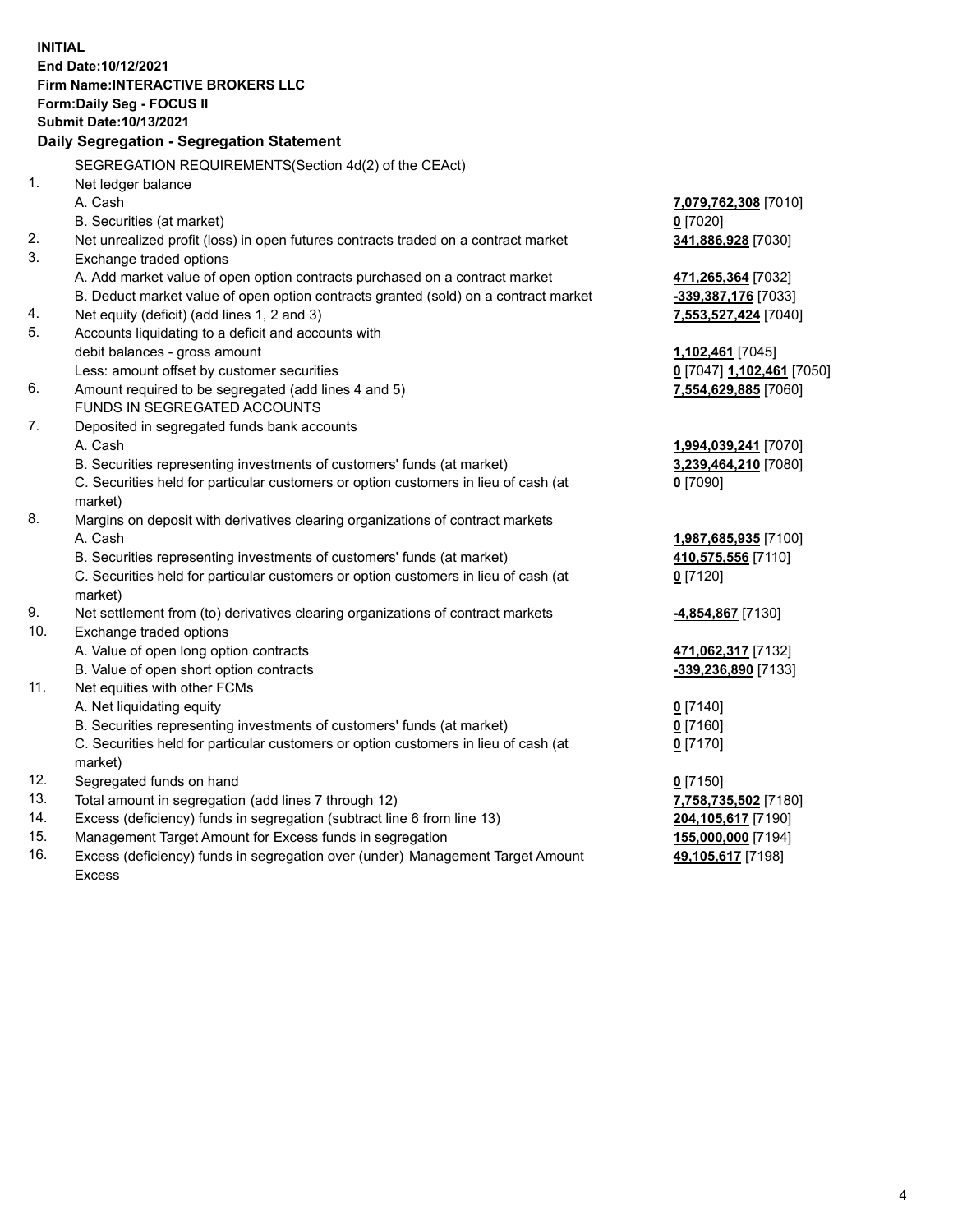**INITIAL**
**End Date:10/12/2021**
**Firm Name:INTERACTIVE BROKERS LLC**
**Form:Daily Seg - FOCUS II**
**Submit Date:10/13/2021**

## Daily Segregation - Segregation Statement

SEGREGATION REQUIREMENTS(Section 4d(2) of the CEAct)

| | | |
|---|---|---|
| 1. | Net ledger balance | |
| | A. Cash | **7,079,762,308** [7010] |
| | B. Securities (at market) | **0** [7020] |
| 2. | Net unrealized profit (loss) in open futures contracts traded on a contract market | **341,886,928** [7030] |
| 3. | Exchange traded options | |
| | A. Add market value of open option contracts purchased on a contract market | **471,265,364** [7032] |
| | B. Deduct market value of open option contracts granted (sold) on a contract market | **-339,387,176** [7033] |
| 4. | Net equity (deficit) (add lines 1, 2 and 3) | **7,553,527,424** [7040] |
| 5. | Accounts liquidating to a deficit and accounts with debit balances - gross amount | **1,102,461** [7045] |
| | Less: amount offset by customer securities | **0** [7047] **1,102,461** [7050] |
| 6. | Amount required to be segregated (add lines 4 and 5) | **7,554,629,885** [7060] |
| | FUNDS IN SEGREGATED ACCOUNTS | |
| 7. | Deposited in segregated funds bank accounts | |
| | A. Cash | **1,994,039,241** [7070] |
| | B. Securities representing investments of customers' funds (at market) | **3,239,464,210** [7080] |
| | C. Securities held for particular customers or option customers in lieu of cash (at market) | **0** [7090] |
| 8. | Margins on deposit with derivatives clearing organizations of contract markets | |
| | A. Cash | **1,987,685,935** [7100] |
| | B. Securities representing investments of customers' funds (at market) | **410,575,556** [7110] |
| | C. Securities held for particular customers or option customers in lieu of cash (at market) | **0** [7120] |
| 9. | Net settlement from (to) derivatives clearing organizations of contract markets | **-4,854,867** [7130] |
| 10. | Exchange traded options | |
| | A. Value of open long option contracts | **471,062,317** [7132] |
| | B. Value of open short option contracts | **-339,236,890** [7133] |
| 11. | Net equities with other FCMs | |
| | A. Net liquidating equity | **0** [7140] |
| | B. Securities representing investments of customers' funds (at market) | **0** [7160] |
| | C. Securities held for particular customers or option customers in lieu of cash (at market) | **0** [7170] |
| 12. | Segregated funds on hand | **0** [7150] |
| 13. | Total amount in segregation (add lines 7 through 12) | **7,758,735,502** [7180] |
| 14. | Excess (deficiency) funds in segregation (subtract line 6 from line 13) | **204,105,617** [7190] |
| 15. | Management Target Amount for Excess funds in segregation | **155,000,000** [7194] |
| 16. | Excess (deficiency) funds in segregation over (under) Management Target Amount Excess | **49,105,617** [7198] |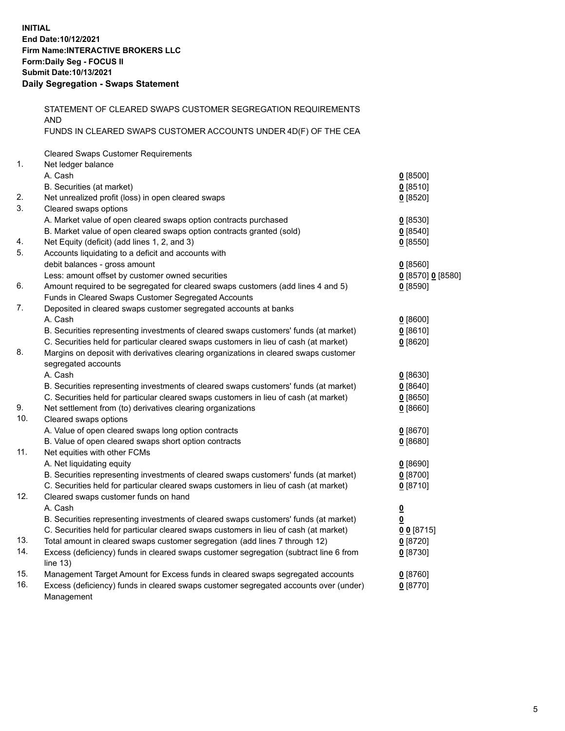**INITIAL**
**End Date:10/12/2021**
**Firm Name:INTERACTIVE BROKERS LLC**
**Form:Daily Seg - FOCUS II**
**Submit Date:10/13/2021**
**Daily Segregation - Swaps Statement**

STATEMENT OF CLEARED SWAPS CUSTOMER SEGREGATION REQUIREMENTS AND FUNDS IN CLEARED SWAPS CUSTOMER ACCOUNTS UNDER 4D(F) OF THE CEA

| | | |
|---|---|---|
| | Cleared Swaps Customer Requirements | |
| 1. | Net ledger balance | |
| | A. Cash | 0 [8500] |
| | B. Securities (at market) | 0 [8510] |
| 2. | Net unrealized profit (loss) in open cleared swaps | 0 [8520] |
| 3. | Cleared swaps options | |
| | A. Market value of open cleared swaps option contracts purchased | 0 [8530] |
| | B. Market value of open cleared swaps option contracts granted (sold) | 0 [8540] |
| 4. | Net Equity (deficit) (add lines 1, 2, and 3) | 0 [8550] |
| 5. | Accounts liquidating to a deficit and accounts with debit balances - gross amount | 0 [8560] |
| | Less: amount offset by customer owned securities | 0 [8570] 0 [8580] |
| 6. | Amount required to be segregated for cleared swaps customers (add lines 4 and 5) | 0 [8590] |
| | Funds in Cleared Swaps Customer Segregated Accounts | |
| 7. | Deposited in cleared swaps customer segregated accounts at banks | |
| | A. Cash | 0 [8600] |
| | B. Securities representing investments of cleared swaps customers' funds (at market) | 0 [8610] |
| | C. Securities held for particular cleared swaps customers in lieu of cash (at market) | 0 [8620] |
| 8. | Margins on deposit with derivatives clearing organizations in cleared swaps customer segregated accounts | |
| | A. Cash | 0 [8630] |
| | B. Securities representing investments of cleared swaps customers' funds (at market) | 0 [8640] |
| | C. Securities held for particular cleared swaps customers in lieu of cash (at market) | 0 [8650] |
| 9. | Net settlement from (to) derivatives clearing organizations | 0 [8660] |
| 10. | Cleared swaps options | |
| | A. Value of open cleared swaps long option contracts | 0 [8670] |
| | B. Value of open cleared swaps short option contracts | 0 [8680] |
| 11. | Net equities with other FCMs | |
| | A. Net liquidating equity | 0 [8690] |
| | B. Securities representing investments of cleared swaps customers' funds (at market) | 0 [8700] |
| | C. Securities held for particular cleared swaps customers in lieu of cash (at market) | 0 [8710] |
| 12. | Cleared swaps customer funds on hand | |
| | A. Cash | 0 |
| | B. Securities representing investments of cleared swaps customers' funds (at market) | 0 |
| | C. Securities held for particular cleared swaps customers in lieu of cash (at market) | 0 0 [8715] |
| 13. | Total amount in cleared swaps customer segregation (add lines 7 through 12) | 0 [8720] |
| 14. | Excess (deficiency) funds in cleared swaps customer segregation (subtract line 6 from line 13) | 0 [8730] |
| 15. | Management Target Amount for Excess funds in cleared swaps segregated accounts | 0 [8760] |
| 16. | Excess (deficiency) funds in cleared swaps customer segregated accounts over (under) Management | 0 [8770] |